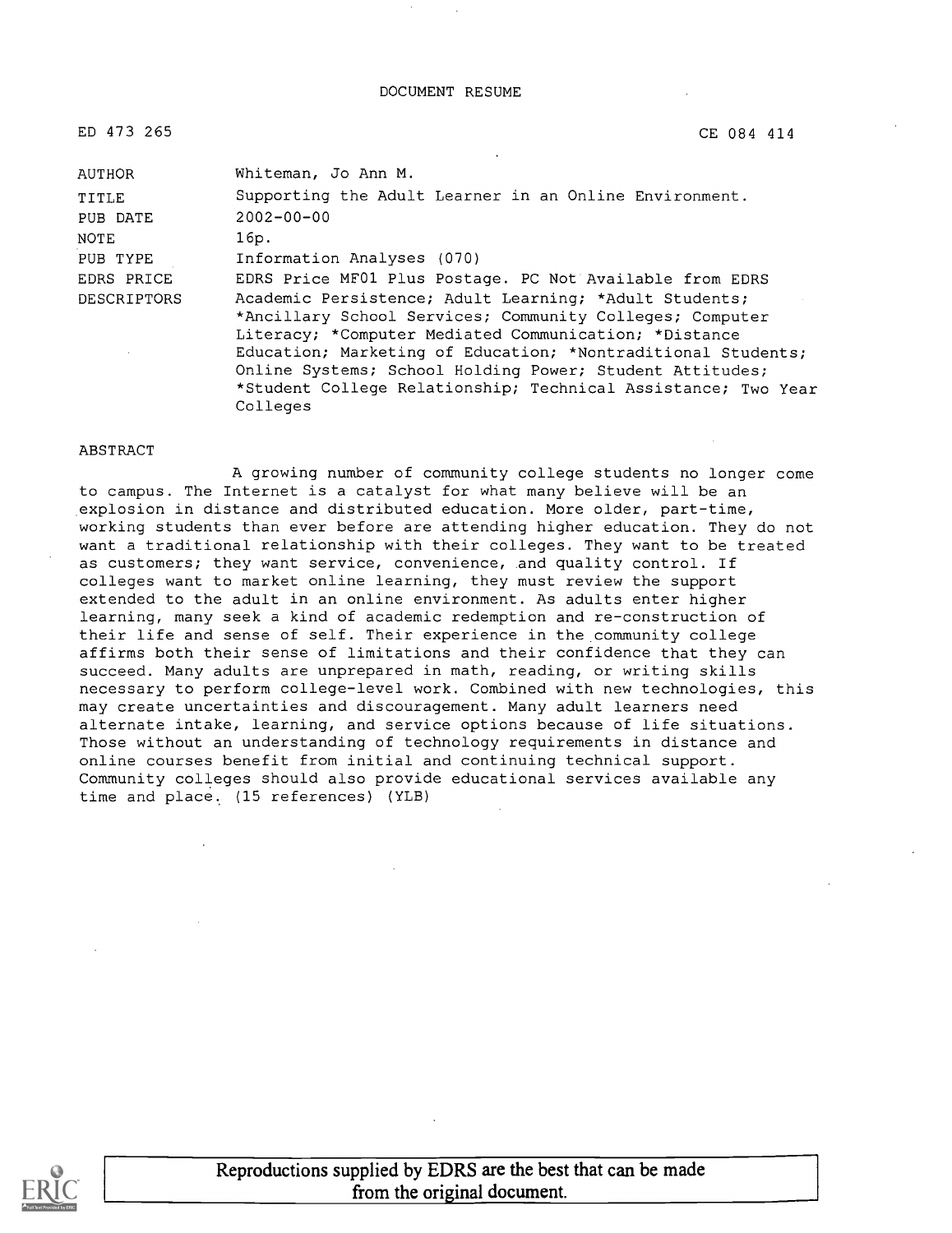DOCUMENT RESUME

ED 473 265 CE 084 414

| | |
|---|---|
| AUTHOR | Whiteman, Jo Ann M. |
| TITLE | Supporting the Adult Learner in an Online Environment. |
| PUB DATE | 2002-00-00 |
| NOTE | 16p. |
| PUB TYPE | Information Analyses (070) |
| EDRS PRICE | EDRS Price MF01 Plus Postage. PC Not Available from EDRS |
| DESCRIPTORS | Academic Persistence; Adult Learning; *Adult Students; *Ancillary School Services; Community Colleges; Computer Literacy; *Computer Mediated Communication; *Distance Education; Marketing of Education; *Nontraditional Students; Online Systems; School Holding Power; Student Attitudes; *Student College Relationship; Technical Assistance; Two Year Colleges |

ABSTRACT

A growing number of community college students no longer come to campus. The Internet is a catalyst for what many believe will be an explosion in distance and distributed education. More older, part-time, working students than ever before are attending higher education. They do not want a traditional relationship with their colleges. They want to be treated as customers; they want service, convenience, and quality control. If colleges want to market online learning, they must review the support extended to the adult in an online environment. As adults enter higher learning, many seek a kind of academic redemption and re-construction of their life and sense of self. Their experience in the community college affirms both their sense of limitations and their confidence that they can succeed. Many adults are unprepared in math, reading, or writing skills necessary to perform college-level work. Combined with new technologies, this may create uncertainties and discouragement. Many adult learners need alternate intake, learning, and service options because of life situations. Those without an understanding of technology requirements in distance and online courses benefit from initial and continuing technical support. Community colleges should also provide educational services available any time and place. (15 references) (YLB)

Reproductions supplied by EDRS are the best that can be made from the original document.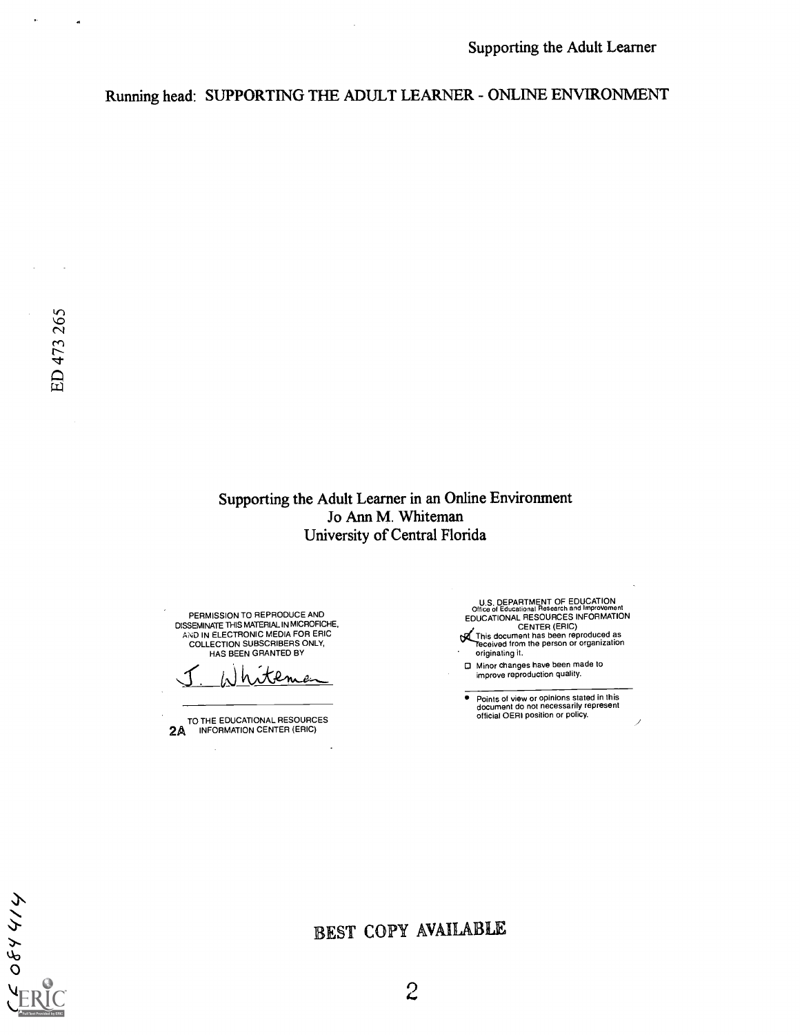Running head: SUPPORTING THE ADULT LEARNER - ONLINE ENVIRONMENT

ED 473 265

# Supporting the Adult Learner in an Online Environment

Jo Ann M. Whiteman

University of Central Florida

PERMISSION TO REPRODUCE AND DISSEMINATE THIS MATERIAL IN MICROFICHE, AND IN ELECTRONIC MEDIA FOR ERIC COLLECTION SUBSCRIBERS ONLY, HAS BEEN GRANTED BY

J. Whiteman

TO THE EDUCATIONAL RESOURCES INFORMATION CENTER (ERIC)

2A

U.S. DEPARTMENT OF EDUCATION
Office of Educational Research and Improvement
EDUCATIONAL RESOURCES INFORMATION CENTER (ERIC)

- [x] This document has been reproduced as received from the person or organization originating it.
- [ ] Minor changes have been made to improve reproduction quality.

- Points of view or opinions stated in this document do not necessarily represent official OERI position or policy.

BEST COPY AVAILABLE

CE 084 414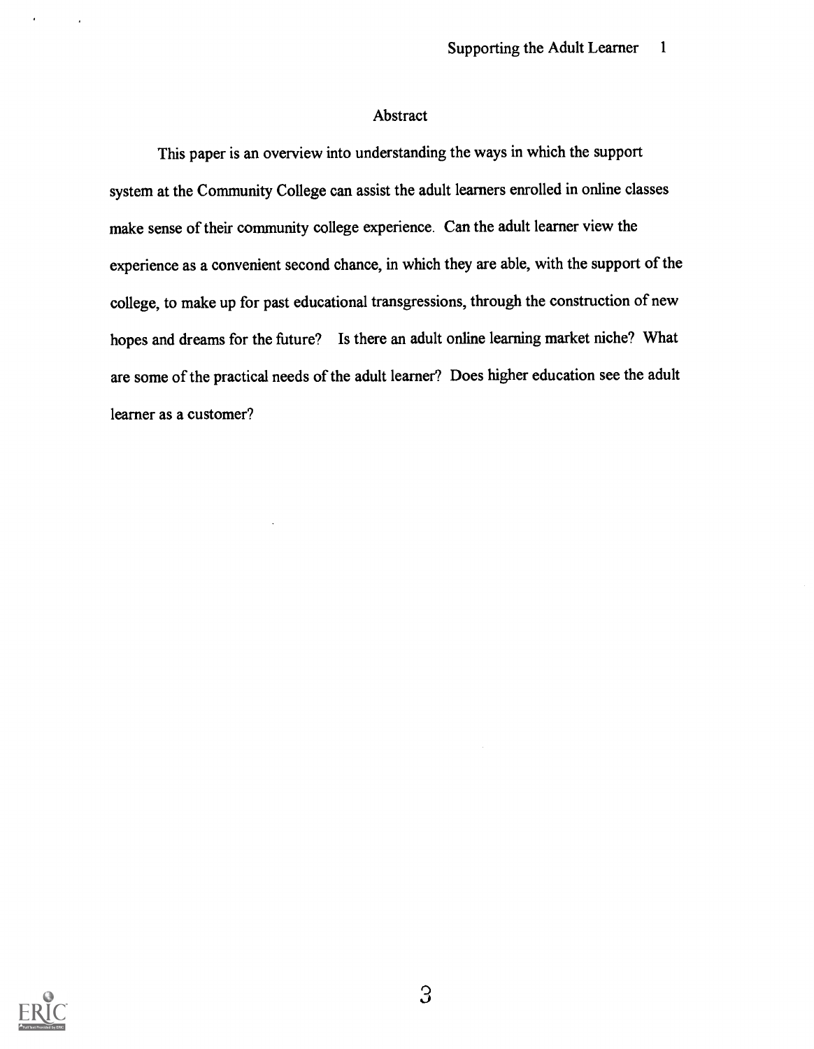## Abstract

This paper is an overview into understanding the ways in which the support system at the Community College can assist the adult learners enrolled in online classes make sense of their community college experience. Can the adult learner view the experience as a convenient second chance, in which they are able, with the support of the college, to make up for past educational transgressions, through the construction of new hopes and dreams for the future? Is there an adult online learning market niche? What are some of the practical needs of the adult learner? Does higher education see the adult learner as a customer?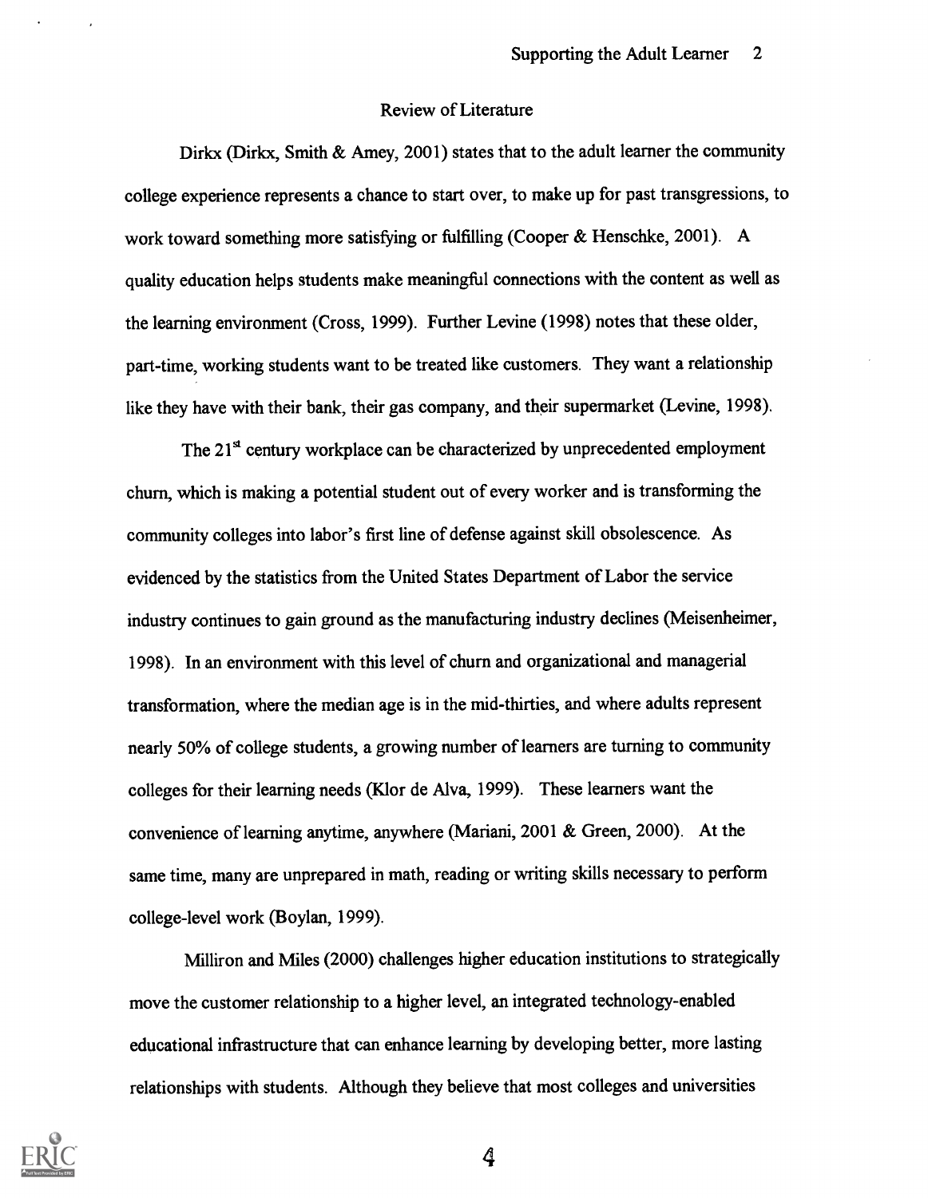## Review of Literature

Dirkx (Dirkx, Smith & Amey, 2001) states that to the adult learner the community college experience represents a chance to start over, to make up for past transgressions, to work toward something more satisfying or fulfilling (Cooper & Henschke, 2001). A quality education helps students make meaningful connections with the content as well as the learning environment (Cross, 1999). Further Levine (1998) notes that these older, part-time, working students want to be treated like customers. They want a relationship like they have with their bank, their gas company, and their supermarket (Levine, 1998).

The 21st century workplace can be characterized by unprecedented employment churn, which is making a potential student out of every worker and is transforming the community colleges into labor's first line of defense against skill obsolescence. As evidenced by the statistics from the United States Department of Labor the service industry continues to gain ground as the manufacturing industry declines (Meisenheimer, 1998). In an environment with this level of churn and organizational and managerial transformation, where the median age is in the mid-thirties, and where adults represent nearly 50% of college students, a growing number of learners are turning to community colleges for their learning needs (Klor de Alva, 1999). These learners want the convenience of learning anytime, anywhere (Mariani, 2001 & Green, 2000). At the same time, many are unprepared in math, reading or writing skills necessary to perform college-level work (Boylan, 1999).

Milliron and Miles (2000) challenges higher education institutions to strategically move the customer relationship to a higher level, an integrated technology-enabled educational infrastructure that can enhance learning by developing better, more lasting relationships with students. Although they believe that most colleges and universities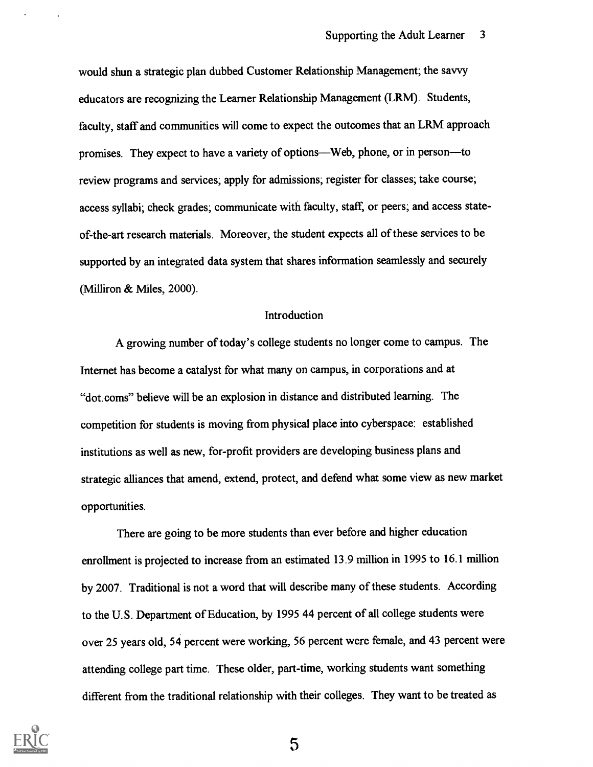would shun a strategic plan dubbed Customer Relationship Management; the savvy educators are recognizing the Learner Relationship Management (LRM). Students, faculty, staff and communities will come to expect the outcomes that an LRM approach promises. They expect to have a variety of options—Web, phone, or in person—to review programs and services; apply for admissions; register for classes; take course; access syllabi; check grades; communicate with faculty, staff, or peers; and access state-of-the-art research materials. Moreover, the student expects all of these services to be supported by an integrated data system that shares information seamlessly and securely (Milliron & Miles, 2000).

## Introduction

A growing number of today's college students no longer come to campus. The Internet has become a catalyst for what many on campus, in corporations and at "dot.coms" believe will be an explosion in distance and distributed learning. The competition for students is moving from physical place into cyberspace: established institutions as well as new, for-profit providers are developing business plans and strategic alliances that amend, extend, protect, and defend what some view as new market opportunities.

There are going to be more students than ever before and higher education enrollment is projected to increase from an estimated 13.9 million in 1995 to 16.1 million by 2007. Traditional is not a word that will describe many of these students. According to the U.S. Department of Education, by 1995 44 percent of all college students were over 25 years old, 54 percent were working, 56 percent were female, and 43 percent were attending college part time. These older, part-time, working students want something different from the traditional relationship with their colleges. They want to be treated as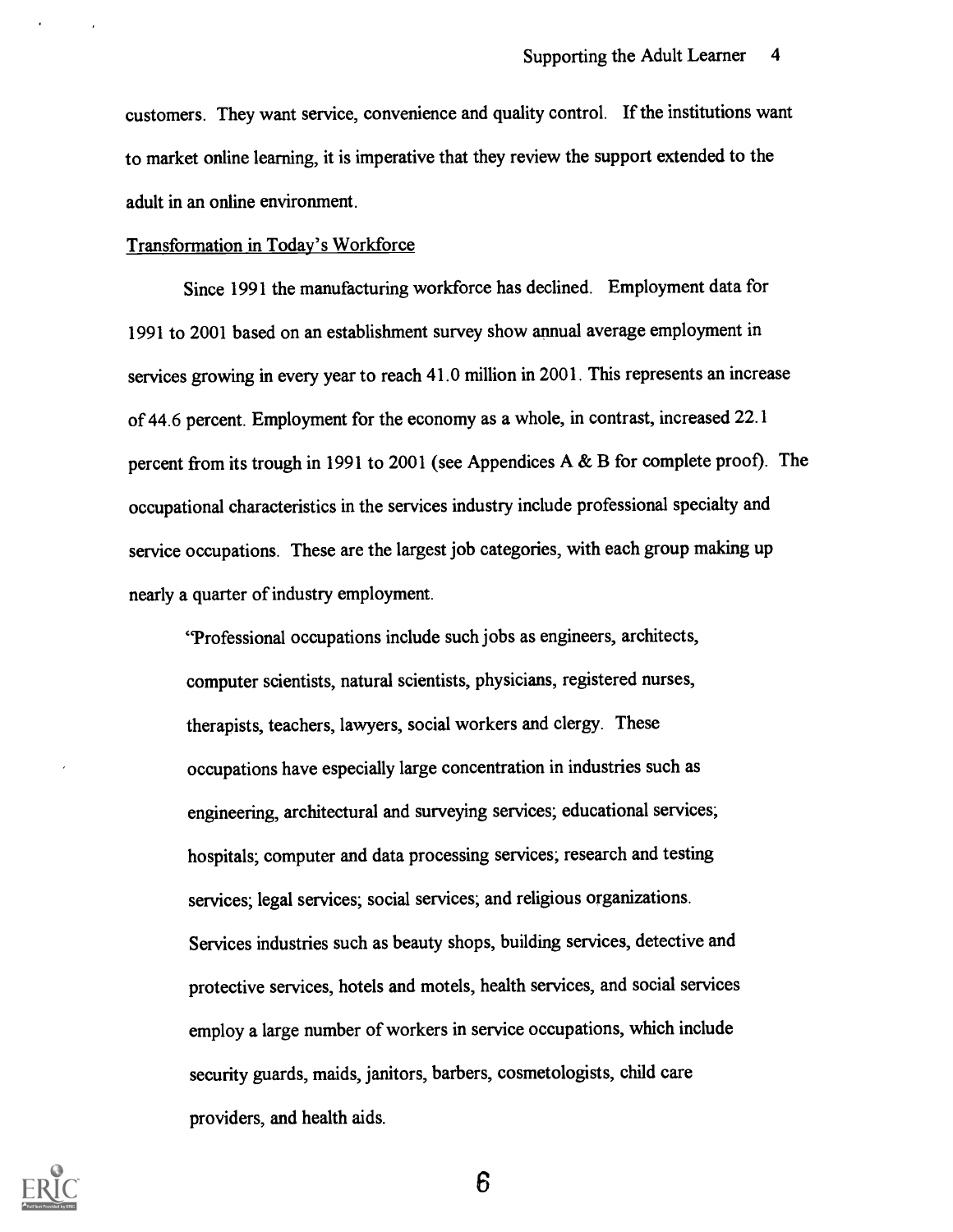customers. They want service, convenience and quality control. If the institutions want to market online learning, it is imperative that they review the support extended to the adult in an online environment.

<u>Transformation in Today's Workforce</u>

Since 1991 the manufacturing workforce has declined. Employment data for 1991 to 2001 based on an establishment survey show annual average employment in services growing in every year to reach 41.0 million in 2001. This represents an increase of 44.6 percent. Employment for the economy as a whole, in contrast, increased 22.1 percent from its trough in 1991 to 2001 (see Appendices A & B for complete proof). The occupational characteristics in the services industry include professional specialty and service occupations. These are the largest job categories, with each group making up nearly a quarter of industry employment.

> "Professional occupations include such jobs as engineers, architects, computer scientists, natural scientists, physicians, registered nurses, therapists, teachers, lawyers, social workers and clergy. These occupations have especially large concentration in industries such as engineering, architectural and surveying services; educational services; hospitals; computer and data processing services; research and testing services; legal services; social services; and religious organizations. Services industries such as beauty shops, building services, detective and protective services, hotels and motels, health services, and social services employ a large number of workers in service occupations, which include security guards, maids, janitors, barbers, cosmetologists, child care providers, and health aids.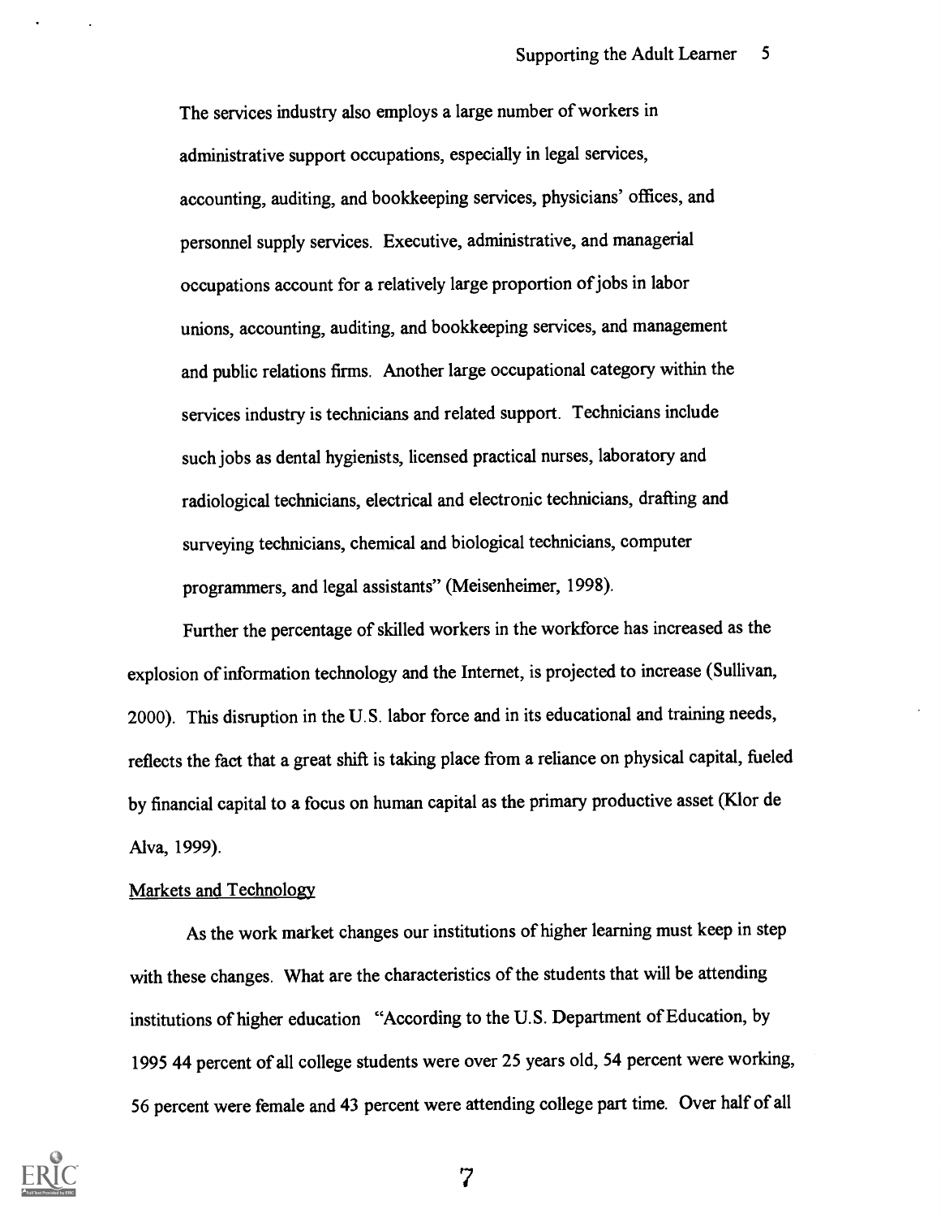The services industry also employs a large number of workers in administrative support occupations, especially in legal services, accounting, auditing, and bookkeeping services, physicians' offices, and personnel supply services. Executive, administrative, and managerial occupations account for a relatively large proportion of jobs in labor unions, accounting, auditing, and bookkeeping services, and management and public relations firms. Another large occupational category within the services industry is technicians and related support. Technicians include such jobs as dental hygienists, licensed practical nurses, laboratory and radiological technicians, electrical and electronic technicians, drafting and surveying technicians, chemical and biological technicians, computer programmers, and legal assistants" (Meisenheimer, 1998).

Further the percentage of skilled workers in the workforce has increased as the explosion of information technology and the Internet, is projected to increase (Sullivan, 2000). This disruption in the U.S. labor force and in its educational and training needs, reflects the fact that a great shift is taking place from a reliance on physical capital, fueled by financial capital to a focus on human capital as the primary productive asset (Klor de Alva, 1999).

## Markets and Technology

As the work market changes our institutions of higher learning must keep in step with these changes. What are the characteristics of the students that will be attending institutions of higher education "According to the U.S. Department of Education, by 1995 44 percent of all college students were over 25 years old, 54 percent were working, 56 percent were female and 43 percent were attending college part time. Over half of all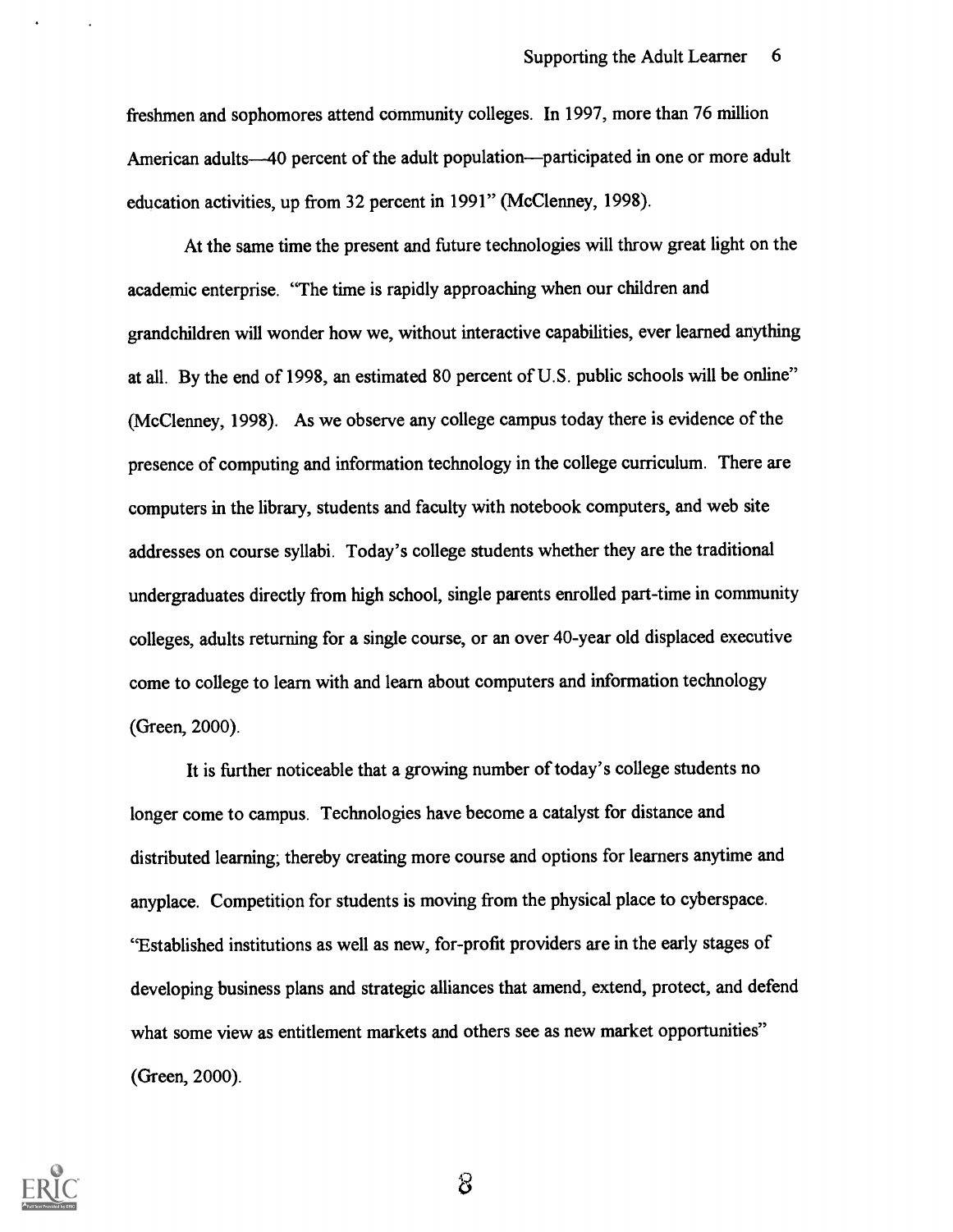freshmen and sophomores attend community colleges. In 1997, more than 76 million American adults—40 percent of the adult population—participated in one or more adult education activities, up from 32 percent in 1991" (McClenney, 1998).

At the same time the present and future technologies will throw great light on the academic enterprise. "The time is rapidly approaching when our children and grandchildren will wonder how we, without interactive capabilities, ever learned anything at all. By the end of 1998, an estimated 80 percent of U.S. public schools will be online" (McClenney, 1998). As we observe any college campus today there is evidence of the presence of computing and information technology in the college curriculum. There are computers in the library, students and faculty with notebook computers, and web site addresses on course syllabi. Today's college students whether they are the traditional undergraduates directly from high school, single parents enrolled part-time in community colleges, adults returning for a single course, or an over 40-year old displaced executive come to college to learn with and learn about computers and information technology (Green, 2000).

It is further noticeable that a growing number of today's college students no longer come to campus. Technologies have become a catalyst for distance and distributed learning; thereby creating more course and options for learners anytime and anyplace. Competition for students is moving from the physical place to cyberspace. "Established institutions as well as new, for-profit providers are in the early stages of developing business plans and strategic alliances that amend, extend, protect, and defend what some view as entitlement markets and others see as new market opportunities" (Green, 2000).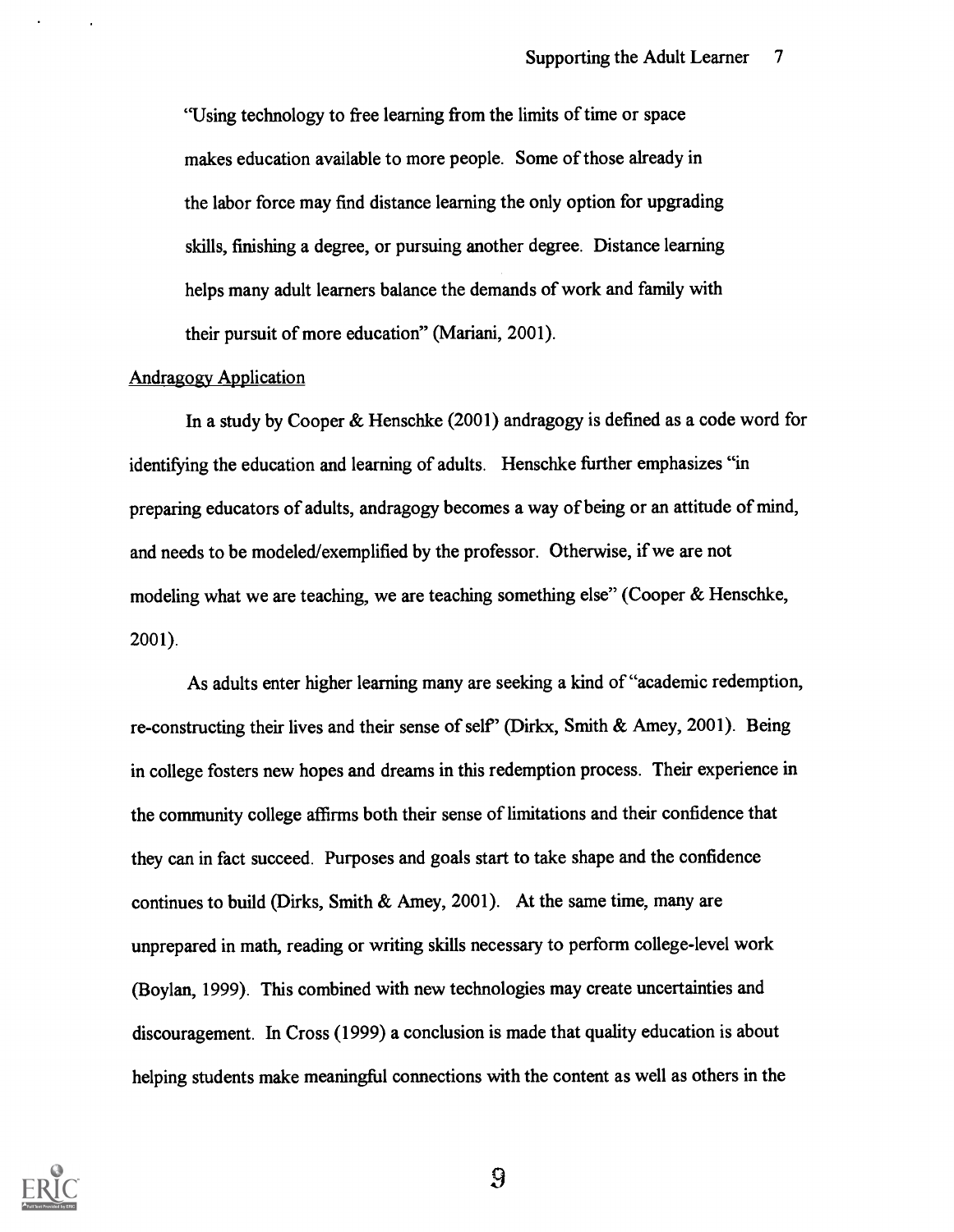"Using technology to free learning from the limits of time or space makes education available to more people. Some of those already in the labor force may find distance learning the only option for upgrading skills, finishing a degree, or pursuing another degree. Distance learning helps many adult learners balance the demands of work and family with their pursuit of more education" (Mariani, 2001).

<u>Andragogy Application</u>

In a study by Cooper & Henschke (2001) andragogy is defined as a code word for identifying the education and learning of adults. Henschke further emphasizes "in preparing educators of adults, andragogy becomes a way of being or an attitude of mind, and needs to be modeled/exemplified by the professor. Otherwise, if we are not modeling what we are teaching, we are teaching something else" (Cooper & Henschke, 2001).

As adults enter higher learning many are seeking a kind of "academic redemption, re-constructing their lives and their sense of self" (Dirkx, Smith & Amey, 2001). Being in college fosters new hopes and dreams in this redemption process. Their experience in the community college affirms both their sense of limitations and their confidence that they can in fact succeed. Purposes and goals start to take shape and the confidence continues to build (Dirks, Smith & Amey, 2001). At the same time, many are unprepared in math, reading or writing skills necessary to perform college-level work (Boylan, 1999). This combined with new technologies may create uncertainties and discouragement. In Cross (1999) a conclusion is made that quality education is about helping students make meaningful connections with the content as well as others in the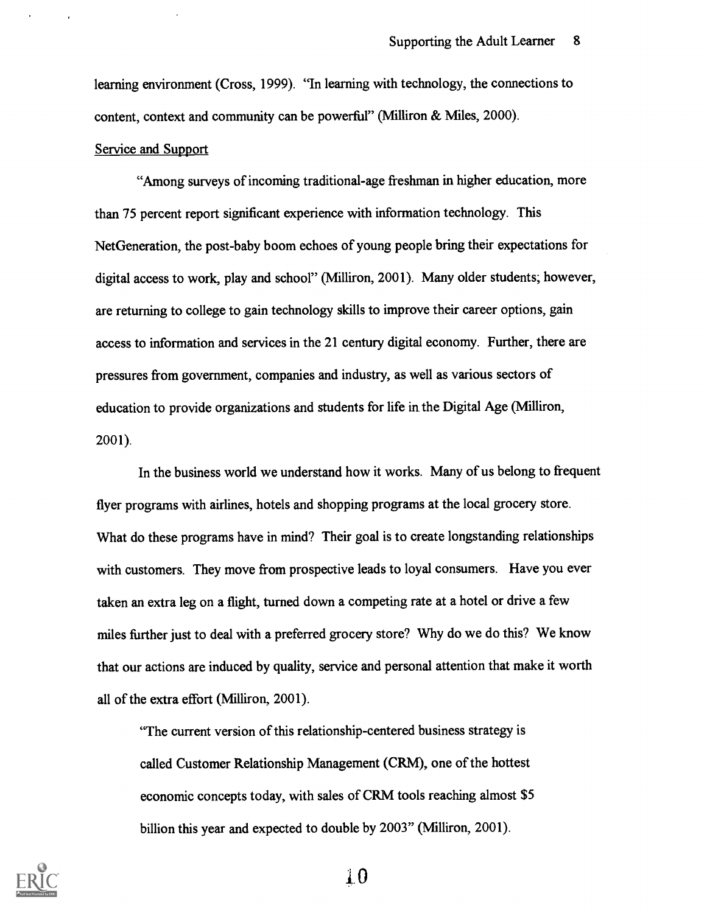learning environment (Cross, 1999). "In learning with technology, the connections to content, context and community can be powerful" (Milliron & Miles, 2000).

Service and Support

"Among surveys of incoming traditional-age freshman in higher education, more than 75 percent report significant experience with information technology. This NetGeneration, the post-baby boom echoes of young people bring their expectations for digital access to work, play and school" (Milliron, 2001). Many older students; however, are returning to college to gain technology skills to improve their career options, gain access to information and services in the 21 century digital economy. Further, there are pressures from government, companies and industry, as well as various sectors of education to provide organizations and students for life in the Digital Age (Milliron, 2001).

In the business world we understand how it works. Many of us belong to frequent flyer programs with airlines, hotels and shopping programs at the local grocery store. What do these programs have in mind? Their goal is to create longstanding relationships with customers. They move from prospective leads to loyal consumers. Have you ever taken an extra leg on a flight, turned down a competing rate at a hotel or drive a few miles further just to deal with a preferred grocery store? Why do we do this? We know that our actions are induced by quality, service and personal attention that make it worth all of the extra effort (Milliron, 2001).

> "The current version of this relationship-centered business strategy is called Customer Relationship Management (CRM), one of the hottest economic concepts today, with sales of CRM tools reaching almost $5 billion this year and expected to double by 2003" (Milliron, 2001).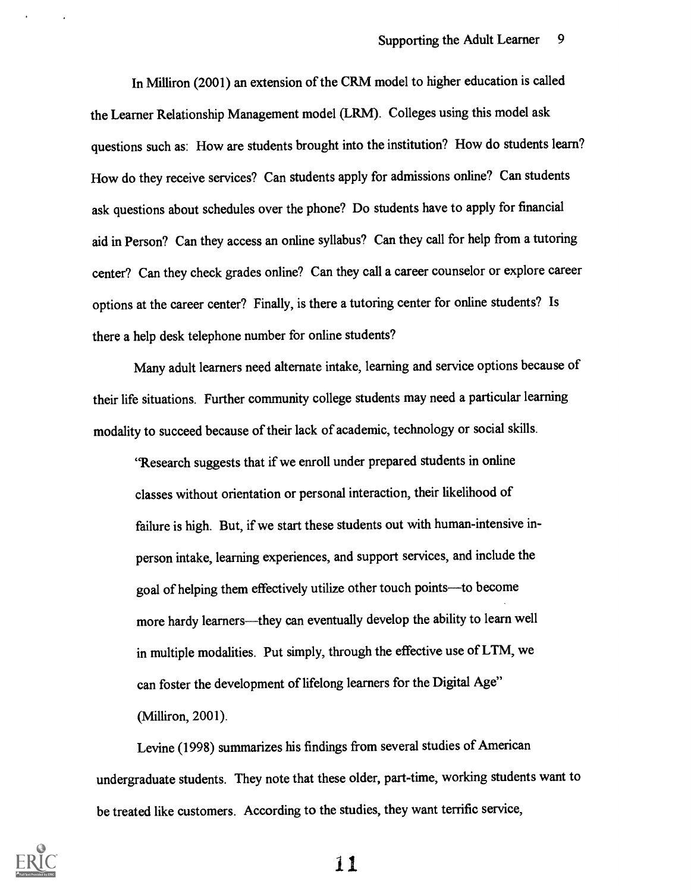In Milliron (2001) an extension of the CRM model to higher education is called the Learner Relationship Management model (LRM). Colleges using this model ask questions such as: How are students brought into the institution? How do students learn? How do they receive services? Can students apply for admissions online? Can students ask questions about schedules over the phone? Do students have to apply for financial aid in Person? Can they access an online syllabus? Can they call for help from a tutoring center? Can they check grades online? Can they call a career counselor or explore career options at the career center? Finally, is there a tutoring center for online students? Is there a help desk telephone number for online students?

Many adult learners need alternate intake, learning and service options because of their life situations. Further community college students may need a particular learning modality to succeed because of their lack of academic, technology or social skills.

> "Research suggests that if we enroll under prepared students in online classes without orientation or personal interaction, their likelihood of failure is high. But, if we start these students out with human-intensive in-person intake, learning experiences, and support services, and include the goal of helping them effectively utilize other touch points—to become more hardy learners—they can eventually develop the ability to learn well in multiple modalities. Put simply, through the effective use of LTM, we can foster the development of lifelong learners for the Digital Age" (Milliron, 2001).

Levine (1998) summarizes his findings from several studies of American undergraduate students. They note that these older, part-time, working students want to be treated like customers. According to the studies, they want terrific service,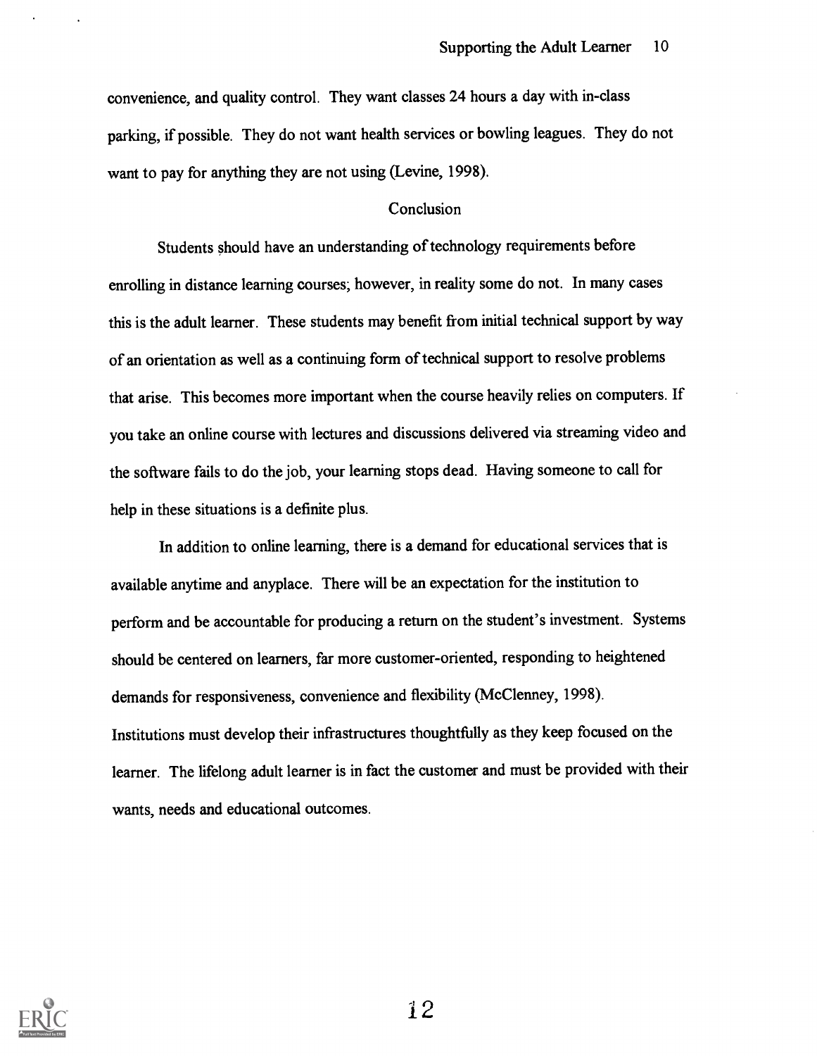convenience, and quality control. They want classes 24 hours a day with in-class parking, if possible. They do not want health services or bowling leagues. They do not want to pay for anything they are not using (Levine, 1998).

## Conclusion

Students should have an understanding of technology requirements before enrolling in distance learning courses; however, in reality some do not. In many cases this is the adult learner. These students may benefit from initial technical support by way of an orientation as well as a continuing form of technical support to resolve problems that arise. This becomes more important when the course heavily relies on computers. If you take an online course with lectures and discussions delivered via streaming video and the software fails to do the job, your learning stops dead. Having someone to call for help in these situations is a definite plus.

In addition to online learning, there is a demand for educational services that is available anytime and anyplace. There will be an expectation for the institution to perform and be accountable for producing a return on the student's investment. Systems should be centered on learners, far more customer-oriented, responding to heightened demands for responsiveness, convenience and flexibility (McClenney, 1998). Institutions must develop their infrastructures thoughtfully as they keep focused on the learner. The lifelong adult learner is in fact the customer and must be provided with their wants, needs and educational outcomes.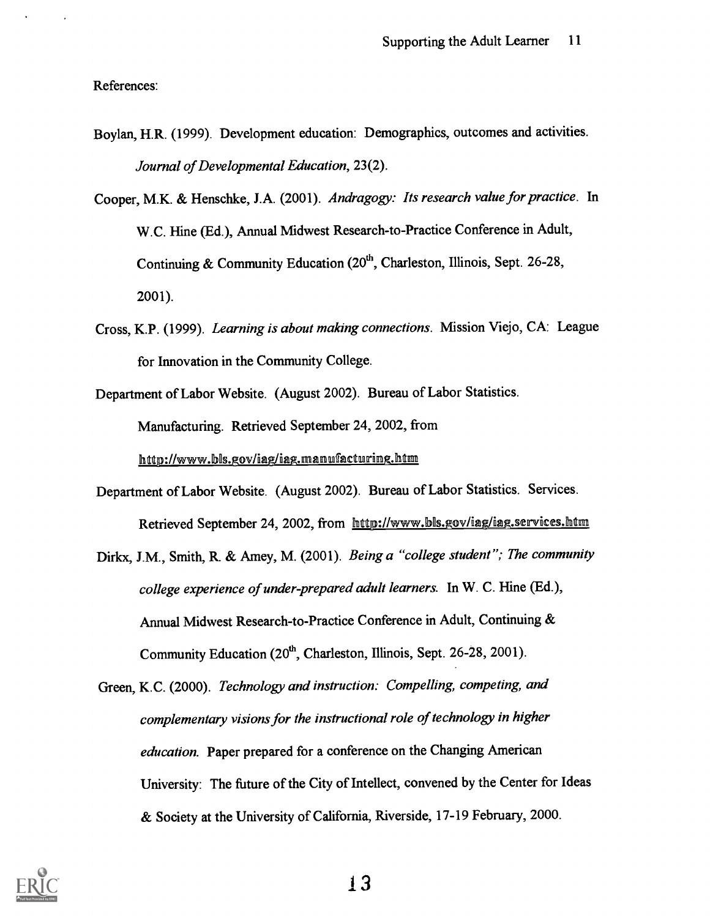References:

Boylan, H.R. (1999). Development education: Demographics, outcomes and activities. *Journal of Developmental Education*, 23(2).

Cooper, M.K. & Henschke, J.A. (2001). *Andragogy: Its research value for practice*. In W.C. Hine (Ed.), Annual Midwest Research-to-Practice Conference in Adult, Continuing & Community Education (20th, Charleston, Illinois, Sept. 26-28, 2001).

Cross, K.P. (1999). *Learning is about making connections*. Mission Viejo, CA: League for Innovation in the Community College.

Department of Labor Website. (August 2002). Bureau of Labor Statistics. Manufacturing. Retrieved September 24, 2002, from http://www.bls.gov/iag/iag.manufacturing.htm

Department of Labor Website. (August 2002). Bureau of Labor Statistics. Services. Retrieved September 24, 2002, from http://www.bls.gov/iag/iag.services.htm

Dirkx, J.M., Smith, R. & Amey, M. (2001). *Being a "college student"; The community college experience of under-prepared adult learners.* In W. C. Hine (Ed.), Annual Midwest Research-to-Practice Conference in Adult, Continuing & Community Education (20th, Charleston, Illinois, Sept. 26-28, 2001).

Green, K.C. (2000). *Technology and instruction: Compelling, competing, and complementary visions for the instructional role of technology in higher education.* Paper prepared for a conference on the Changing American University: The future of the City of Intellect, convened by the Center for Ideas & Society at the University of California, Riverside, 17-19 February, 2000.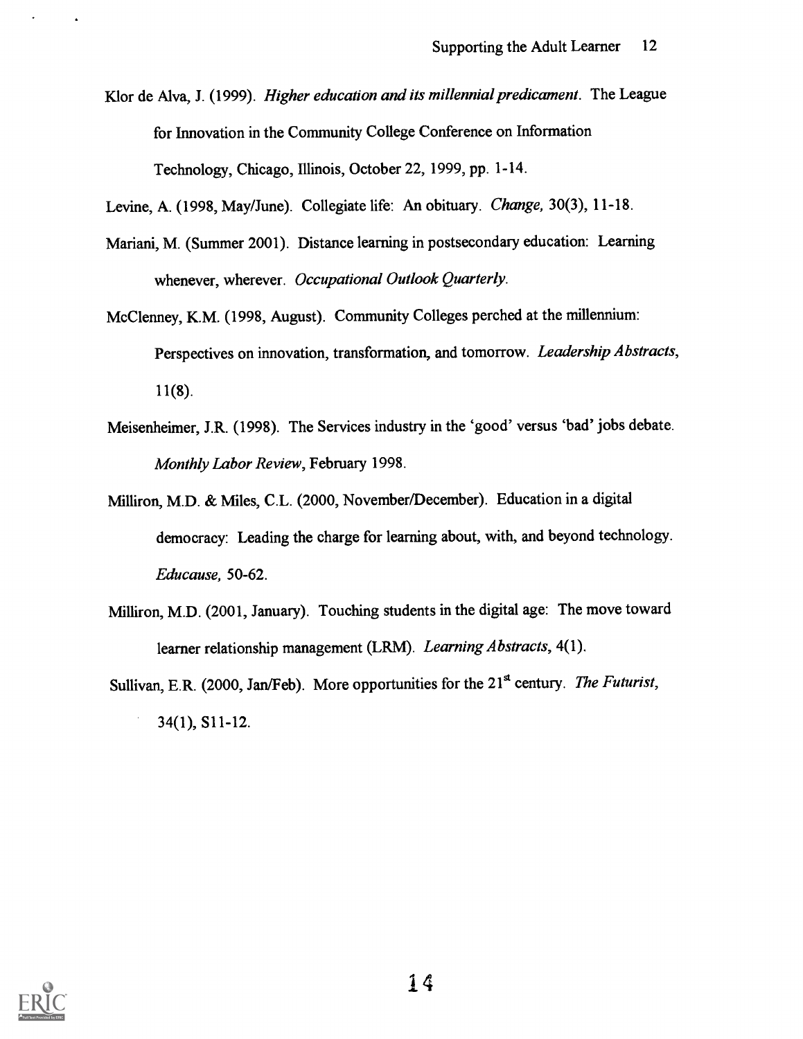Klor de Alva, J. (1999). *Higher education and its millennial predicament*. The League for Innovation in the Community College Conference on Information Technology, Chicago, Illinois, October 22, 1999, pp. 1-14.

Levine, A. (1998, May/June). Collegiate life: An obituary. *Change,* 30(3), 11-18.

Mariani, M. (Summer 2001). Distance learning in postsecondary education: Learning whenever, wherever. *Occupational Outlook Quarterly.*

McClenney, K.M. (1998, August). Community Colleges perched at the millennium: Perspectives on innovation, transformation, and tomorrow. *Leadership Abstracts,* 11(8).

Meisenheimer, J.R. (1998). The Services industry in the 'good' versus 'bad' jobs debate. *Monthly Labor Review*, February 1998.

Milliron, M.D. & Miles, C.L. (2000, November/December). Education in a digital democracy: Leading the charge for learning about, with, and beyond technology. *Educause,* 50-62.

Milliron, M.D. (2001, January). Touching students in the digital age: The move toward learner relationship management (LRM). *Learning Abstracts*, 4(1).

Sullivan, E.R. (2000, Jan/Feb). More opportunities for the 21st century. *The Futurist*, 34(1), S11-12.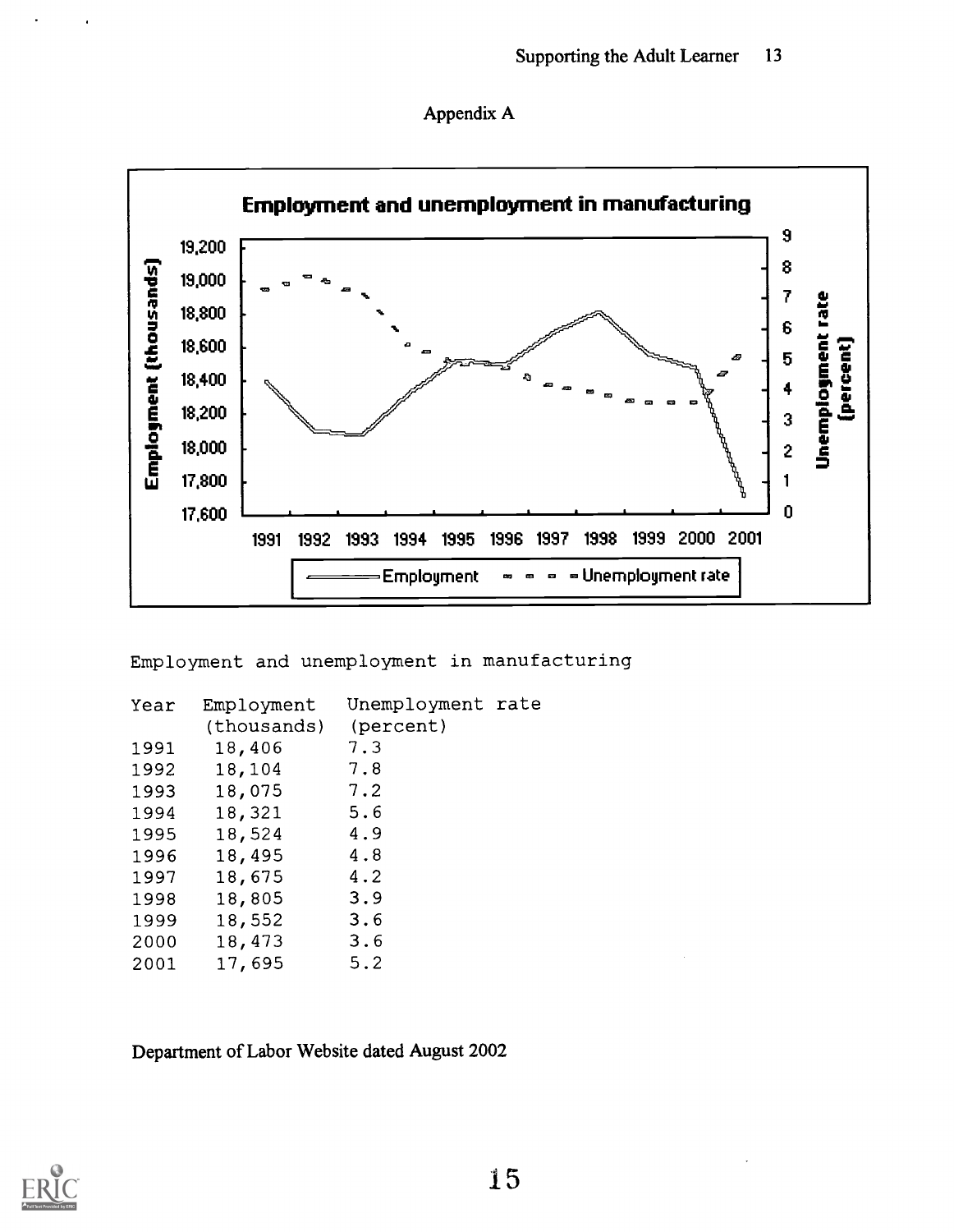# Appendix A

**Employment and unemployment in manufacturing**

Employment and unemployment in manufacturing

| Year | Employment (thousands) | Unemployment rate (percent) |
|---|---|---|
| 1991 | 18,406 | 7.3 |
| 1992 | 18,104 | 7.8 |
| 1993 | 18,075 | 7.2 |
| 1994 | 18,321 | 5.6 |
| 1995 | 18,524 | 4.9 |
| 1996 | 18,495 | 4.8 |
| 1997 | 18,675 | 4.2 |
| 1998 | 18,805 | 3.9 |
| 1999 | 18,552 | 3.6 |
| 2000 | 18,473 | 3.6 |
| 2001 | 17,695 | 5.2 |

Department of Labor Website dated August 2002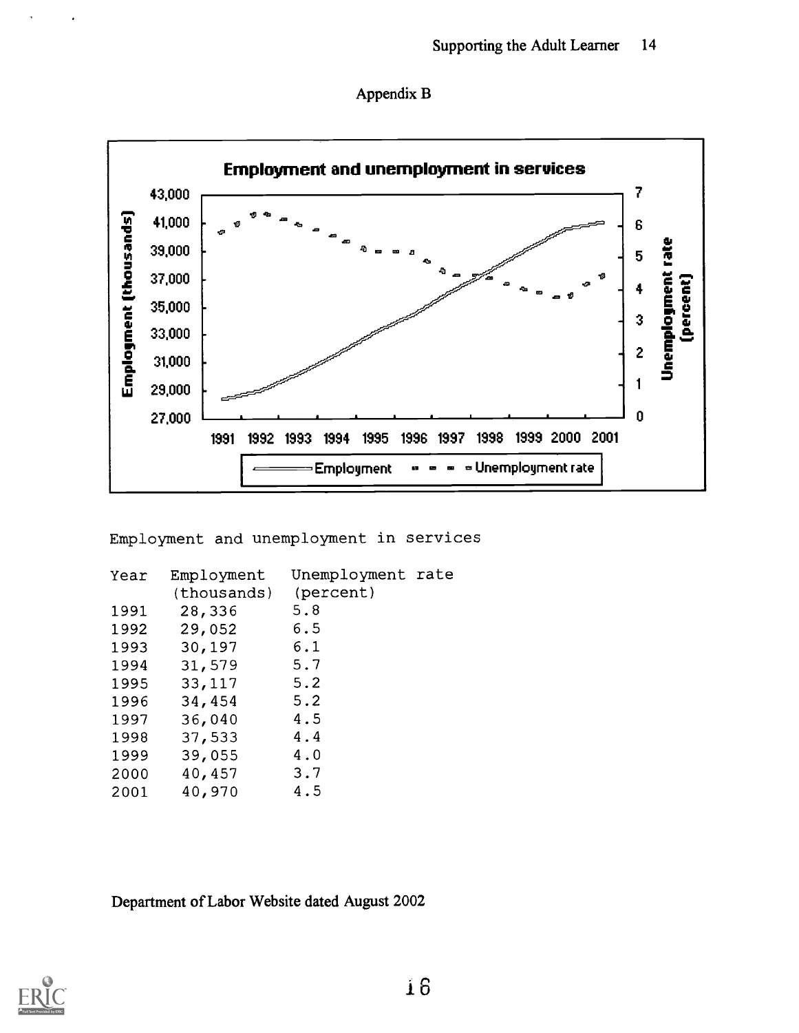## Appendix B

**Employment and unemployment in services**

Employment and unemployment in services

| Year | Employment (thousands) | Unemployment rate (percent) |
|---|---|---|
| 1991 | 28,336 | 5.8 |
| 1992 | 29,052 | 6.5 |
| 1993 | 30,197 | 6.1 |
| 1994 | 31,579 | 5.7 |
| 1995 | 33,117 | 5.2 |
| 1996 | 34,454 | 5.2 |
| 1997 | 36,040 | 4.5 |
| 1998 | 37,533 | 4.4 |
| 1999 | 39,055 | 4.0 |
| 2000 | 40,457 | 3.7 |
| 2001 | 40,970 | 4.5 |

Department of Labor Website dated August 2002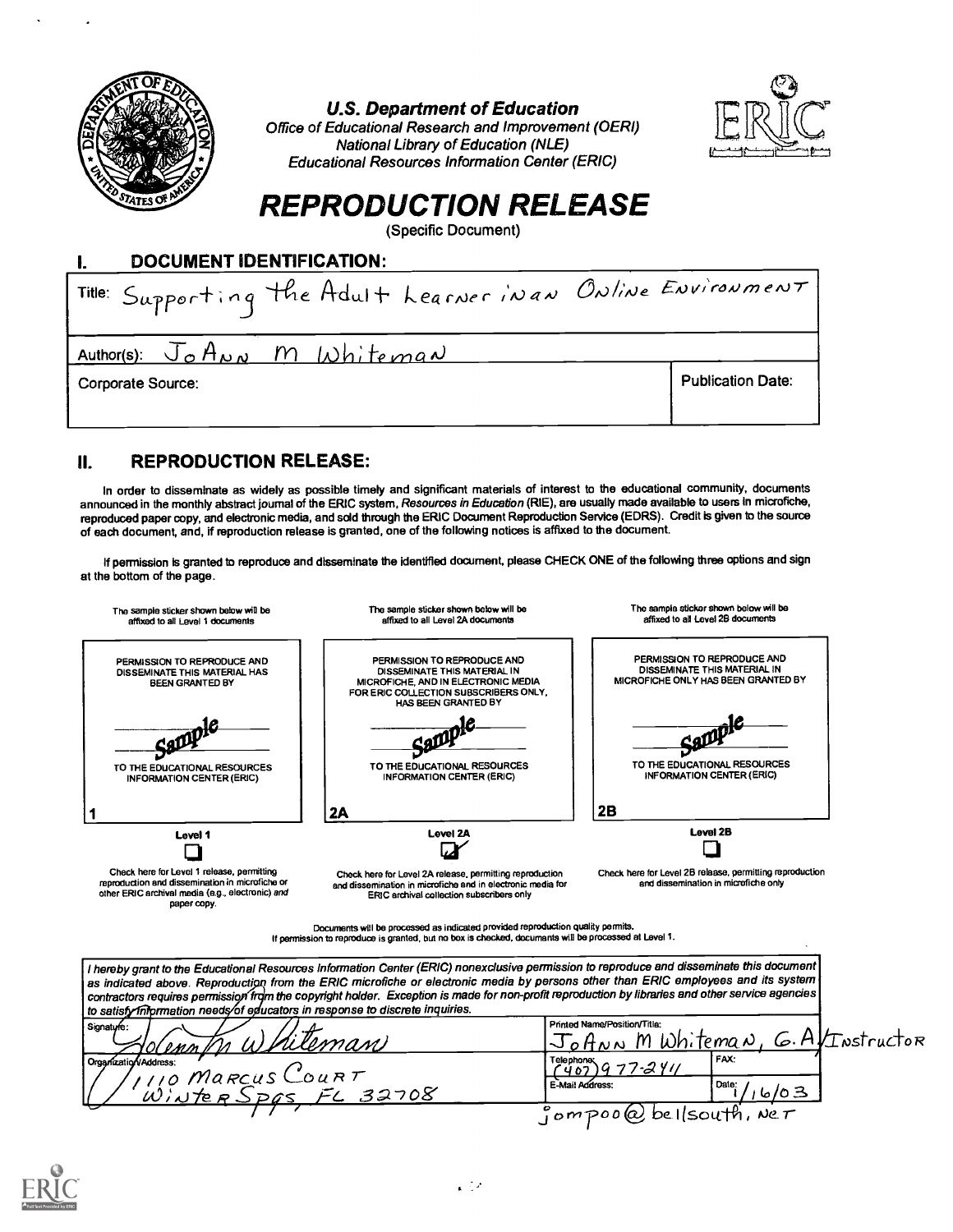**U.S. Department of Education**
*Office of Educational Research and Improvement (OERI)*
*National Library of Education (NLE)*
*Educational Resources Information Center (ERIC)*

# REPRODUCTION RELEASE

(Specific Document)

## I. DOCUMENT IDENTIFICATION:

| | |
|---|---|
| Title: Supporting the Adult Learner in an Online Environment | |
| Author(s): JoAnn M Whiteman | |
| Corporate Source: | Publication Date: |

## II. REPRODUCTION RELEASE:

In order to disseminate as widely as possible timely and significant materials of interest to the educational community, documents announced in the monthly abstract journal of the ERIC system, *Resources in Education* (RIE), are usually made available to users in microfiche, reproduced paper copy, and electronic media, and sold through the ERIC Document Reproduction Service (EDRS). Credit is given to the source of each document, and, if reproduction release is granted, one of the following notices is affixed to the document.

If permission is granted to reproduce and disseminate the identified document, please CHECK ONE of the following three options and sign at the bottom of the page.

| The sample sticker shown below will be affixed to all Level 1 documents | The sample sticker shown below will be affixed to all Level 2A documents | The sample sticker shown below will be affixed to all Level 2B documents |
|---|---|---|
| PERMISSION TO REPRODUCE AND DISSEMINATE THIS MATERIAL HAS BEEN GRANTED BY Sample TO THE EDUCATIONAL RESOURCES INFORMATION CENTER (ERIC) | PERMISSION TO REPRODUCE AND DISSEMINATE THIS MATERIAL IN MICROFICHE, AND IN ELECTRONIC MEDIA FOR ERIC COLLECTION SUBSCRIBERS ONLY, HAS BEEN GRANTED BY Sample TO THE EDUCATIONAL RESOURCES INFORMATION CENTER (ERIC) | PERMISSION TO REPRODUCE AND DISSEMINATE THIS MATERIAL IN MICROFICHE ONLY HAS BEEN GRANTED BY Sample TO THE EDUCATIONAL RESOURCES INFORMATION CENTER (ERIC) |
| 1 | 2A | 2B |
| Level 1 ☐ | Level 2A ☑ | Level 2B ☐ |
| Check here for Level 1 release, permitting reproduction and dissemination in microfiche or other ERIC archival media (e.g., electronic) *and* paper copy. | Check here for Level 2A release, permitting reproduction and dissemination in microfiche and in electronic media for ERIC archival collection subscribers only | Check here for Level 2B release, permitting reproduction and dissemination in microfiche only |

Documents will be processed as indicated provided reproduction quality permits.
If permission to reproduce is granted, but no box is checked, documents will be processed at Level 1.

*I hereby grant to the Educational Resources Information Center (ERIC) nonexclusive permission to reproduce and disseminate this document as indicated above. Reproduction from the ERIC microfiche or electronic media by persons other than ERIC employees and its system contractors requires permission from the copyright holder. Exception is made for non-profit reproduction by libraries and other service agencies to satisfy information needs of educators in response to discrete inquiries.*

| | | |
|---|---|---|
| Signature: JoAnn M Whiteman | Printed Name/Position/Title: JoAnn M Whiteman, G.A./Instructor | |
| Organization/Address: 1110 Marcus Court, Winter Spgs, FL 32708 | Telephone: (407) 977-2411 | FAX: |
| | E-Mail Address: jompoo@bellsouth.net | Date: 1/16/03 |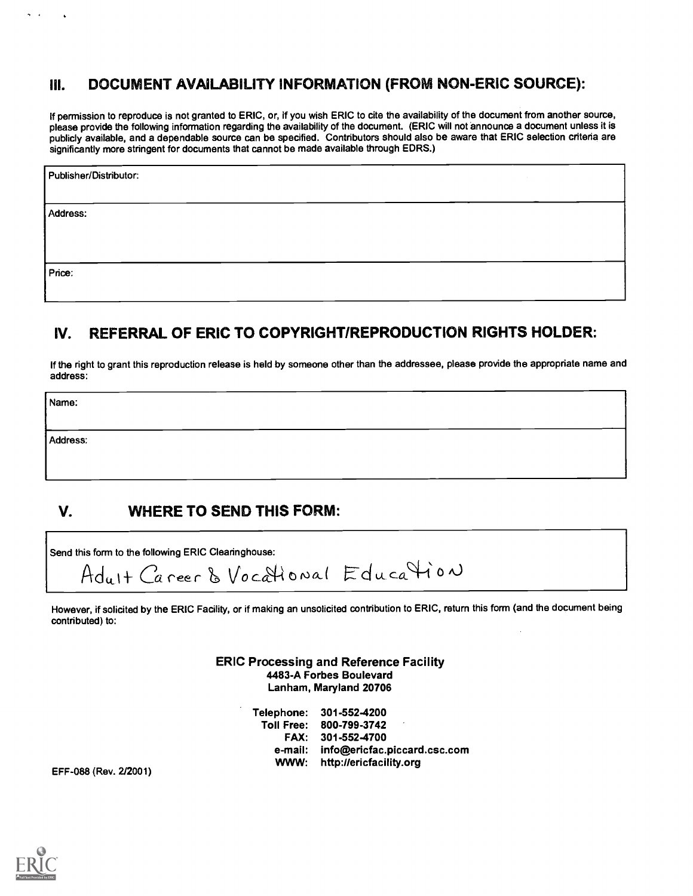## III. DOCUMENT AVAILABILITY INFORMATION (FROM NON-ERIC SOURCE):

If permission to reproduce is not granted to ERIC, or, if you wish ERIC to cite the availability of the document from another source, please provide the following information regarding the availability of the document. (ERIC will not announce a document unless it is publicly available, and a dependable source can be specified. Contributors should also be aware that ERIC selection criteria are significantly more stringent for documents that cannot be made available through EDRS.)

Publisher/Distributor:

Address:

Price:

## IV. REFERRAL OF ERIC TO COPYRIGHT/REPRODUCTION RIGHTS HOLDER:

If the right to grant this reproduction release is held by someone other than the addressee, please provide the appropriate name and address:

Name:

Address:

## V. WHERE TO SEND THIS FORM:

Send this form to the following ERIC Clearinghouse:

Adult Career & Vocational Education

However, if solicited by the ERIC Facility, or if making an unsolicited contribution to ERIC, return this form (and the document being contributed) to:

**ERIC Processing and Reference Facility**
**4483-A Forbes Boulevard**
**Lanham, Maryland 20706**

**Telephone:** 301-552-4200
**Toll Free:** 800-799-3742
**FAX:** 301-552-4700
**e-mail:** info@ericfac.piccard.csc.com
**WWW:** http://ericfacility.org

EFF-088 (Rev. 2/2001)